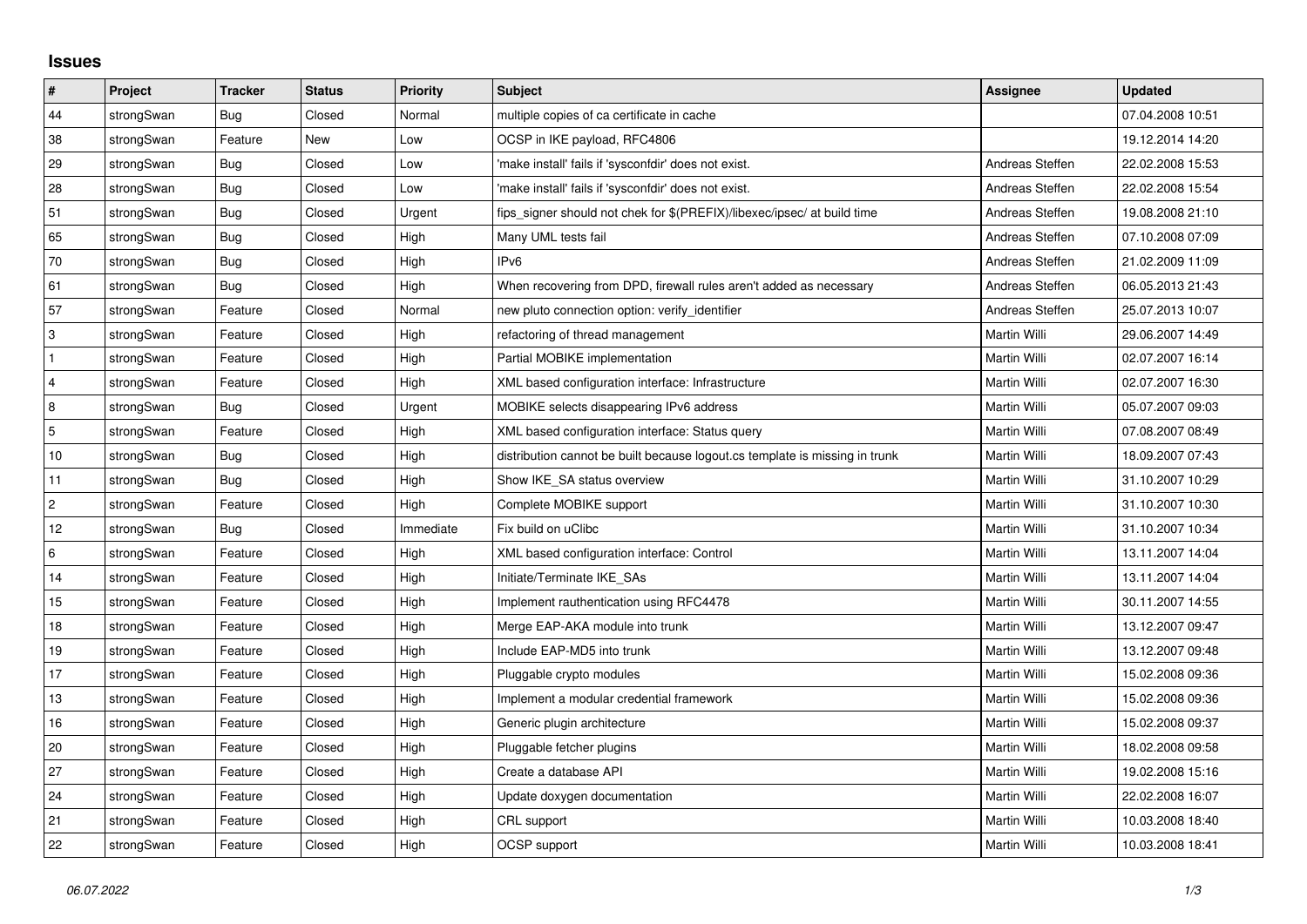## Issues

| # | Project | Tracker | Status | Priority | Subject | Assignee | Updated |
|---|---|---|---|---|---|---|---|
| 44 | strongSwan | Bug | Closed | Normal | multiple copies of ca certificate in cache | | 07.04.2008 10:51 |
| 38 | strongSwan | Feature | New | Low | OCSP in IKE payload, RFC4806 | | 19.12.2014 14:20 |
| 29 | strongSwan | Bug | Closed | Low | 'make install' fails if 'sysconfdir' does not exist. | Andreas Steffen | 22.02.2008 15:53 |
| 28 | strongSwan | Bug | Closed | Low | 'make install' fails if 'sysconfdir' does not exist. | Andreas Steffen | 22.02.2008 15:54 |
| 51 | strongSwan | Bug | Closed | Urgent | fips_signer should not chek for $(PREFIX)/libexec/ipsec/ at build time | Andreas Steffen | 19.08.2008 21:10 |
| 65 | strongSwan | Bug | Closed | High | Many UML tests fail | Andreas Steffen | 07.10.2008 07:09 |
| 70 | strongSwan | Bug | Closed | High | IPv6 | Andreas Steffen | 21.02.2009 11:09 |
| 61 | strongSwan | Bug | Closed | High | When recovering from DPD, firewall rules aren't added as necessary | Andreas Steffen | 06.05.2013 21:43 |
| 57 | strongSwan | Feature | Closed | Normal | new pluto connection option: verify_identifier | Andreas Steffen | 25.07.2013 10:07 |
| 3 | strongSwan | Feature | Closed | High | refactoring of thread management | Martin Willi | 29.06.2007 14:49 |
| 1 | strongSwan | Feature | Closed | High | Partial MOBIKE implementation | Martin Willi | 02.07.2007 16:14 |
| 4 | strongSwan | Feature | Closed | High | XML based configuration interface: Infrastructure | Martin Willi | 02.07.2007 16:30 |
| 8 | strongSwan | Bug | Closed | Urgent | MOBIKE selects disappearing IPv6 address | Martin Willi | 05.07.2007 09:03 |
| 5 | strongSwan | Feature | Closed | High | XML based configuration interface: Status query | Martin Willi | 07.08.2007 08:49 |
| 10 | strongSwan | Bug | Closed | High | distribution cannot be built because logout.cs template is missing in trunk | Martin Willi | 18.09.2007 07:43 |
| 11 | strongSwan | Bug | Closed | High | Show IKE_SA status overview | Martin Willi | 31.10.2007 10:29 |
| 2 | strongSwan | Feature | Closed | High | Complete MOBIKE support | Martin Willi | 31.10.2007 10:30 |
| 12 | strongSwan | Bug | Closed | Immediate | Fix build on uClibc | Martin Willi | 31.10.2007 10:34 |
| 6 | strongSwan | Feature | Closed | High | XML based configuration interface: Control | Martin Willi | 13.11.2007 14:04 |
| 14 | strongSwan | Feature | Closed | High | Initiate/Terminate IKE_SAs | Martin Willi | 13.11.2007 14:04 |
| 15 | strongSwan | Feature | Closed | High | Implement rauthentication using RFC4478 | Martin Willi | 30.11.2007 14:55 |
| 18 | strongSwan | Feature | Closed | High | Merge EAP-AKA module into trunk | Martin Willi | 13.12.2007 09:47 |
| 19 | strongSwan | Feature | Closed | High | Include EAP-MD5 into trunk | Martin Willi | 13.12.2007 09:48 |
| 17 | strongSwan | Feature | Closed | High | Pluggable crypto modules | Martin Willi | 15.02.2008 09:36 |
| 13 | strongSwan | Feature | Closed | High | Implement a modular credential framework | Martin Willi | 15.02.2008 09:36 |
| 16 | strongSwan | Feature | Closed | High | Generic plugin architecture | Martin Willi | 15.02.2008 09:37 |
| 20 | strongSwan | Feature | Closed | High | Pluggable fetcher plugins | Martin Willi | 18.02.2008 09:58 |
| 27 | strongSwan | Feature | Closed | High | Create a database API | Martin Willi | 19.02.2008 15:16 |
| 24 | strongSwan | Feature | Closed | High | Update doxygen documentation | Martin Willi | 22.02.2008 16:07 |
| 21 | strongSwan | Feature | Closed | High | CRL support | Martin Willi | 10.03.2008 18:40 |
| 22 | strongSwan | Feature | Closed | High | OCSP support | Martin Willi | 10.03.2008 18:41 |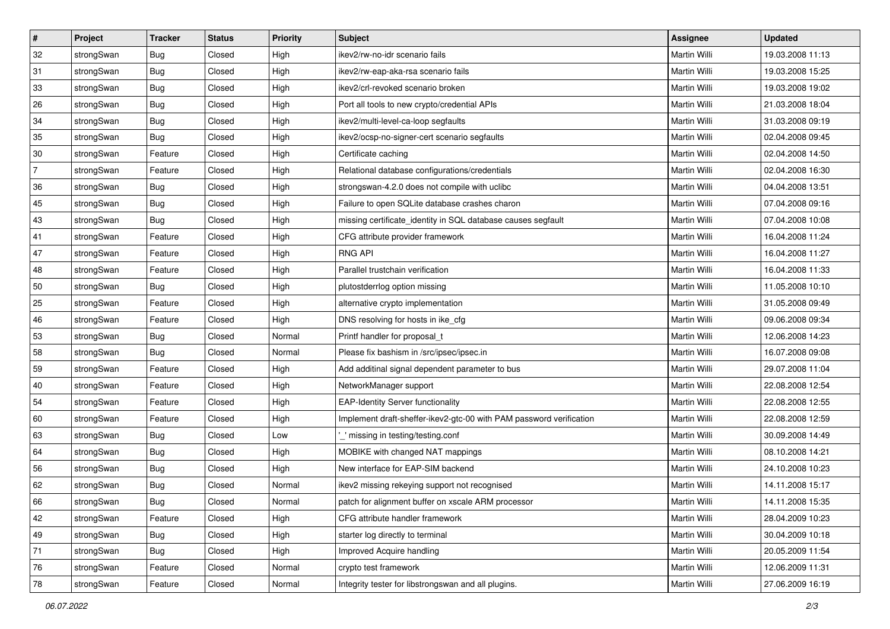| # | Project | Tracker | Status | Priority | Subject | Assignee | Updated |
|---|---|---|---|---|---|---|---|
| 32 | strongSwan | Bug | Closed | High | ikev2/rw-no-idr scenario fails | Martin Willi | 19.03.2008 11:13 |
| 31 | strongSwan | Bug | Closed | High | ikev2/rw-eap-aka-rsa scenario fails | Martin Willi | 19.03.2008 15:25 |
| 33 | strongSwan | Bug | Closed | High | ikev2/crl-revoked scenario broken | Martin Willi | 19.03.2008 19:02 |
| 26 | strongSwan | Bug | Closed | High | Port all tools to new crypto/credential APIs | Martin Willi | 21.03.2008 18:04 |
| 34 | strongSwan | Bug | Closed | High | ikev2/multi-level-ca-loop segfaults | Martin Willi | 31.03.2008 09:19 |
| 35 | strongSwan | Bug | Closed | High | ikev2/ocsp-no-signer-cert scenario segfaults | Martin Willi | 02.04.2008 09:45 |
| 30 | strongSwan | Feature | Closed | High | Certificate caching | Martin Willi | 02.04.2008 14:50 |
| 7 | strongSwan | Feature | Closed | High | Relational database configurations/credentials | Martin Willi | 02.04.2008 16:30 |
| 36 | strongSwan | Bug | Closed | High | strongswan-4.2.0 does not compile with uclibc | Martin Willi | 04.04.2008 13:51 |
| 45 | strongSwan | Bug | Closed | High | Failure to open SQLite database crashes charon | Martin Willi | 07.04.2008 09:16 |
| 43 | strongSwan | Bug | Closed | High | missing certificate_identity in SQL database causes segfault | Martin Willi | 07.04.2008 10:08 |
| 41 | strongSwan | Feature | Closed | High | CFG attribute provider framework | Martin Willi | 16.04.2008 11:24 |
| 47 | strongSwan | Feature | Closed | High | RNG API | Martin Willi | 16.04.2008 11:27 |
| 48 | strongSwan | Feature | Closed | High | Parallel trustchain verification | Martin Willi | 16.04.2008 11:33 |
| 50 | strongSwan | Bug | Closed | High | plutostderrlog option missing | Martin Willi | 11.05.2008 10:10 |
| 25 | strongSwan | Feature | Closed | High | alternative crypto implementation | Martin Willi | 31.05.2008 09:49 |
| 46 | strongSwan | Feature | Closed | High | DNS resolving for hosts in ike_cfg | Martin Willi | 09.06.2008 09:34 |
| 53 | strongSwan | Bug | Closed | Normal | Printf handler for proposal_t | Martin Willi | 12.06.2008 14:23 |
| 58 | strongSwan | Bug | Closed | Normal | Please fix bashism in /src/ipsec/ipsec.in | Martin Willi | 16.07.2008 09:08 |
| 59 | strongSwan | Feature | Closed | High | Add additinal signal dependent parameter to bus | Martin Willi | 29.07.2008 11:04 |
| 40 | strongSwan | Feature | Closed | High | NetworkManager support | Martin Willi | 22.08.2008 12:54 |
| 54 | strongSwan | Feature | Closed | High | EAP-Identity Server functionality | Martin Willi | 22.08.2008 12:55 |
| 60 | strongSwan | Feature | Closed | High | Implement draft-sheffer-ikev2-gtc-00 with PAM password verification | Martin Willi | 22.08.2008 12:59 |
| 63 | strongSwan | Bug | Closed | Low | '_' missing in testing/testing.conf | Martin Willi | 30.09.2008 14:49 |
| 64 | strongSwan | Bug | Closed | High | MOBIKE with changed NAT mappings | Martin Willi | 08.10.2008 14:21 |
| 56 | strongSwan | Bug | Closed | High | New interface for EAP-SIM backend | Martin Willi | 24.10.2008 10:23 |
| 62 | strongSwan | Bug | Closed | Normal | ikev2 missing rekeying support not recognised | Martin Willi | 14.11.2008 15:17 |
| 66 | strongSwan | Bug | Closed | Normal | patch for alignment buffer on xscale ARM processor | Martin Willi | 14.11.2008 15:35 |
| 42 | strongSwan | Feature | Closed | High | CFG attribute handler framework | Martin Willi | 28.04.2009 10:23 |
| 49 | strongSwan | Bug | Closed | High | starter log directly to terminal | Martin Willi | 30.04.2009 10:18 |
| 71 | strongSwan | Bug | Closed | High | Improved Acquire handling | Martin Willi | 20.05.2009 11:54 |
| 76 | strongSwan | Feature | Closed | Normal | crypto test framework | Martin Willi | 12.06.2009 11:31 |
| 78 | strongSwan | Feature | Closed | Normal | Integrity tester for libstrongswan and all plugins. | Martin Willi | 27.06.2009 16:19 |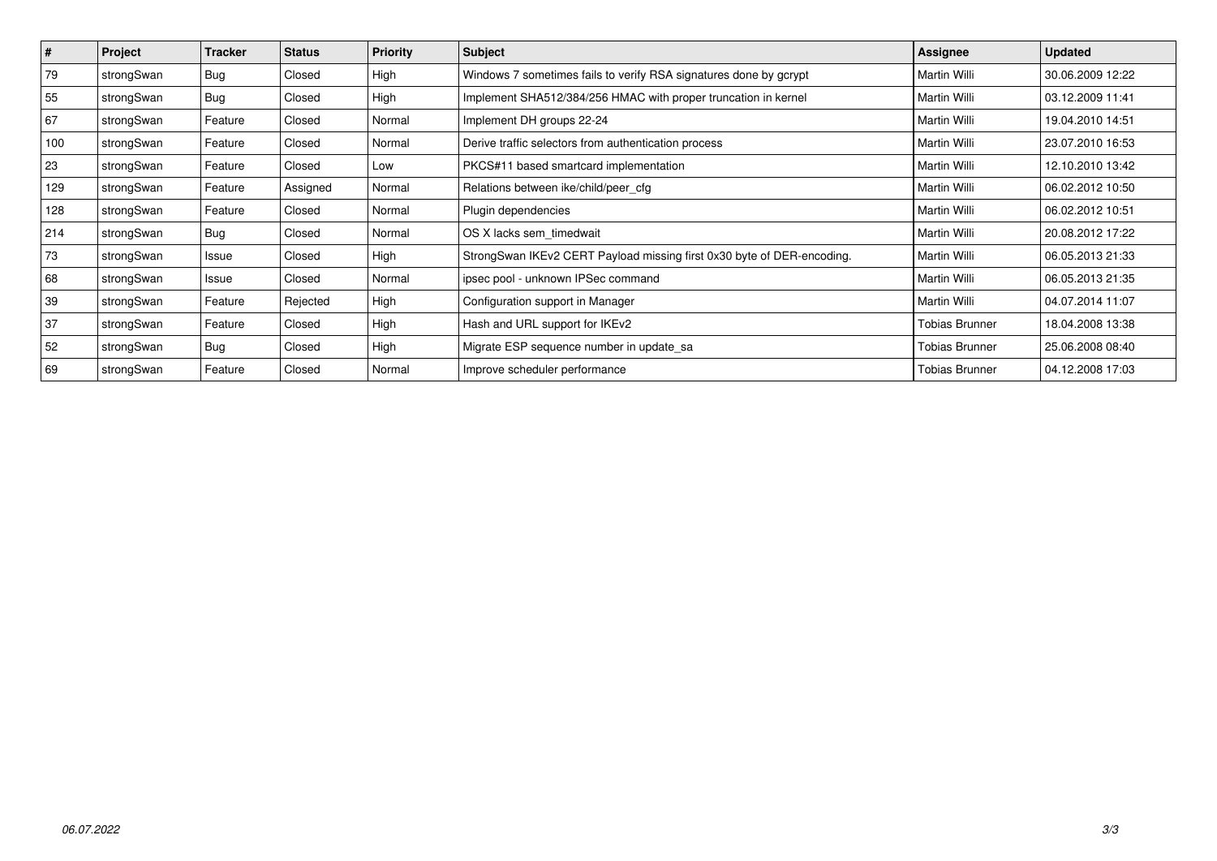| # | Project | Tracker | Status | Priority | Subject | Assignee | Updated |
|---|---|---|---|---|---|---|---|
| 79 | strongSwan | Bug | Closed | High | Windows 7 sometimes fails to verify RSA signatures done by gcrypt | Martin Willi | 30.06.2009 12:22 |
| 55 | strongSwan | Bug | Closed | High | Implement SHA512/384/256 HMAC with proper truncation in kernel | Martin Willi | 03.12.2009 11:41 |
| 67 | strongSwan | Feature | Closed | Normal | Implement DH groups 22-24 | Martin Willi | 19.04.2010 14:51 |
| 100 | strongSwan | Feature | Closed | Normal | Derive traffic selectors from authentication process | Martin Willi | 23.07.2010 16:53 |
| 23 | strongSwan | Feature | Closed | Low | PKCS#11 based smartcard implementation | Martin Willi | 12.10.2010 13:42 |
| 129 | strongSwan | Feature | Assigned | Normal | Relations between ike/child/peer_cfg | Martin Willi | 06.02.2012 10:50 |
| 128 | strongSwan | Feature | Closed | Normal | Plugin dependencies | Martin Willi | 06.02.2012 10:51 |
| 214 | strongSwan | Bug | Closed | Normal | OS X lacks sem_timedwait | Martin Willi | 20.08.2012 17:22 |
| 73 | strongSwan | Issue | Closed | High | StrongSwan IKEv2 CERT Payload missing first 0x30 byte of DER-encoding. | Martin Willi | 06.05.2013 21:33 |
| 68 | strongSwan | Issue | Closed | Normal | ipsec pool - unknown IPSec command | Martin Willi | 06.05.2013 21:35 |
| 39 | strongSwan | Feature | Rejected | High | Configuration support in Manager | Martin Willi | 04.07.2014 11:07 |
| 37 | strongSwan | Feature | Closed | High | Hash and URL support for IKEv2 | Tobias Brunner | 18.04.2008 13:38 |
| 52 | strongSwan | Bug | Closed | High | Migrate ESP sequence number in update_sa | Tobias Brunner | 25.06.2008 08:40 |
| 69 | strongSwan | Feature | Closed | Normal | Improve scheduler performance | Tobias Brunner | 04.12.2008 17:03 |